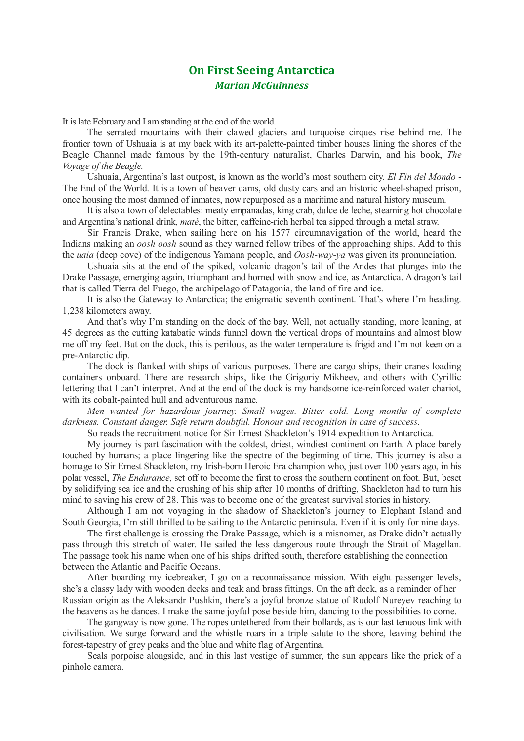# On First Seeing Antarctica

## *Marian McGuinness*

It is late February and I am standing at the end of the world.

The serrated mountains with their clawed glaciers and turquoise cirques rise behind me. The frontier town of Ushuaia is at my back with its art-palette-painted timber houses lining the shores of the Beagle Channel made famous by the 19th-century naturalist, Charles Darwin, and his book, *The Voyage of the Beagle.*

Ushuaia, Argentina's last outpost, is known as the world's most southern city. *El Fin del Mondo* - The End of the World. It is a town of beaver dams, old dusty cars and an historic wheel-shaped prison, once housing the most damned of inmates, now repurposed as a maritime and natural history museum.

It is also a town of delectables: meaty empanadas, king crab, dulce de leche, steaming hot chocolate and Argentina's national drink, *maté*, the bitter, caffeine-rich herbal tea sipped through a metal straw.

Sir Francis Drake, when sailing here on his 1577 circumnavigation of the world, heard the Indians making an *oosh oosh* sound as they warned fellow tribes of the approaching ships. Add to this the *uaia* (deep cove) of the indigenous Yamana people, and *Oosh-way-ya* was given its pronunciation.

Ushuaia sits at the end of the spiked, volcanic dragon's tail of the Andes that plunges into the Drake Passage, emerging again, triumphant and horned with snow and ice, as Antarctica. A dragon's tail that is called Tierra del Fuego, the archipelago of Patagonia, the land of fire and ice.

It is also the Gateway to Antarctica; the enigmatic seventh continent. That's where I'm heading. 1,238 kilometers away.

And that's why I'm standing on the dock of the bay. Well, not actually standing, more leaning, at 45 degrees as the cutting katabatic winds funnel down the vertical drops of mountains and almost blow me off my feet. But on the dock, this is perilous, as the water temperature is frigid and I'm not keen on a pre-Antarctic dip.

The dock is flanked with ships of various purposes. There are cargo ships, their cranes loading containers onboard. There are research ships, like the Grigoriy Mikheev, and others with Cyrillic lettering that I can't interpret. And at the end of the dock is my handsome ice-reinforced water chariot, with its cobalt-painted hull and adventurous name.

*Men wanted for hazardous journey. Small wages. Bitter cold. Long months of complete darkness. Constant danger. Safe return doubtful. Honour and recognition in case of success.*

So reads the recruitment notice for Sir Ernest Shackleton's 1914 expedition to Antarctica.

My journey is part fascination with the coldest, driest, windiest continent on Earth. A place barely touched by humans; a place lingering like the spectre of the beginning of time. This journey is also a homage to Sir Ernest Shackleton, my Irish-born Heroic Era champion who, just over 100 years ago, in his polar vessel, *The Endurance*, set off to become the first to cross the southern continent on foot. But, beset by solidifying sea ice and the crushing of his ship after 10 months of drifting, Shackleton had to turn his mind to saving his crew of 28. This was to become one of the greatest survival stories in history.

Although I am not voyaging in the shadow of Shackleton's journey to Elephant Island and South Georgia, I'm still thrilled to be sailing to the Antarctic peninsula. Even if it is only for nine days.

The first challenge is crossing the Drake Passage, which is a misnomer, as Drake didn't actually pass through this stretch of water. He sailed the less dangerous route through the Strait of Magellan. The passage took his name when one of his ships drifted south, therefore establishing the connection between the Atlantic and Pacific Oceans.

After boarding my icebreaker, I go on a reconnaissance mission. With eight passenger levels, she's a classy lady with wooden decks and teak and brass fittings. On the aft deck, as a reminder of her Russian origin as the Aleksandr Pushkin, there's a joyful bronze statue of Rudolf Nureyev reaching to the heavens as he dances. I make the same joyful pose beside him, dancing to the possibilities to come.

The gangway is now gone. The ropes untethered from their bollards, as is our last tenuous link with civilisation. We surge forward and the whistle roars in a triple salute to the shore, leaving behind the forest-tapestry of grey peaks and the blue and white flag of Argentina.

Seals porpoise alongside, and in this last vestige of summer, the sun appears like the prick of a pinhole camera.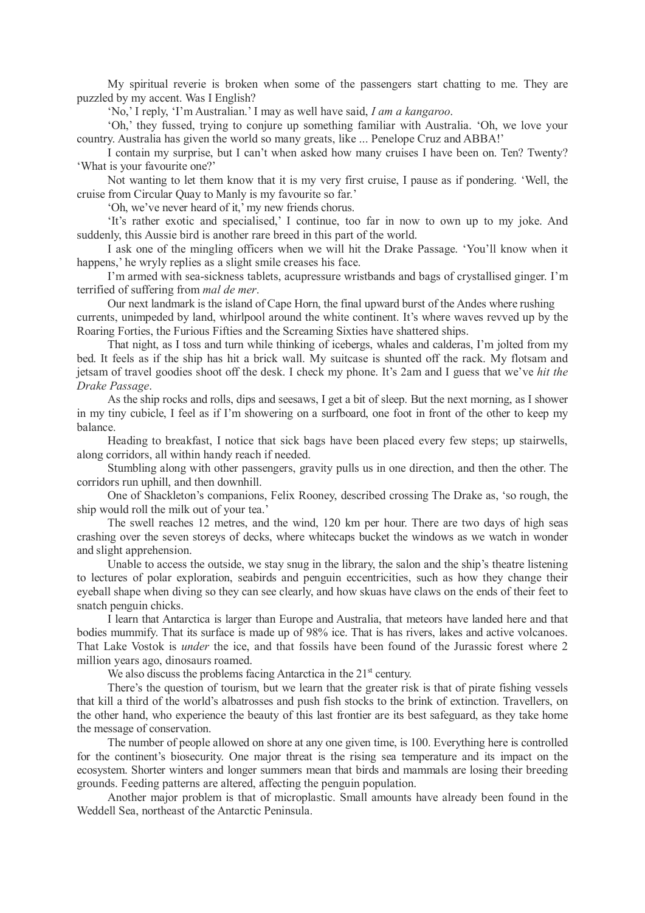My spiritual reverie is broken when some of the passengers start chatting to me. They are puzzled by my accent. Was I English?

'No,' I reply, 'I'm Australian.' I may as well have said, *I am a kangaroo*.

'Oh,' they fussed, trying to conjure up something familiar with Australia. 'Oh, we love your country. Australia has given the world so many greats, like ... Penelope Cruz and ABBA!'

I contain my surprise, but I can't when asked how many cruises I have been on. Ten? Twenty? 'What is your favourite one?'

Not wanting to let them know that it is my very first cruise, I pause as if pondering. 'Well, the cruise from Circular Quay to Manly is my favourite so far.'

'Oh, we've never heard of it,' my new friends chorus.

'It's rather exotic and specialised,' I continue, too far in now to own up to my joke. And suddenly, this Aussie bird is another rare breed in this part of the world.

I ask one of the mingling officers when we will hit the Drake Passage. 'You'll know when it happens,' he wryly replies as a slight smile creases his face.

I'm armed with sea-sickness tablets, acupressure wristbands and bags of crystallised ginger. I'm terrified of suffering from *mal de mer*.

Our next landmark is the island of Cape Horn, the final upward burst of the Andes where rushing currents, unimpeded by land, whirlpool around the white continent. It's where waves revved up by the Roaring Forties, the Furious Fifties and the Screaming Sixties have shattered ships.

That night, as I toss and turn while thinking of icebergs, whales and calderas, I'm jolted from my bed. It feels as if the ship has hit a brick wall. My suitcase is shunted off the rack. My flotsam and jetsam of travel goodies shoot off the desk. I check my phone. It's 2am and I guess that we've *hit the Drake Passage*.

As the ship rocks and rolls, dips and seesaws, I get a bit of sleep. But the next morning, as I shower in my tiny cubicle, I feel as if I'm showering on a surfboard, one foot in front of the other to keep my balance.

Heading to breakfast, I notice that sick bags have been placed every few steps; up stairwells, along corridors, all within handy reach if needed.

Stumbling along with other passengers, gravity pulls us in one direction, and then the other. The corridors run uphill, and then downhill.

One of Shackleton's companions, Felix Rooney, described crossing The Drake as, 'so rough, the ship would roll the milk out of your tea.'

The swell reaches 12 metres, and the wind, 120 km per hour. There are two days of high seas crashing over the seven storeys of decks, where whitecaps bucket the windows as we watch in wonder and slight apprehension.

Unable to access the outside, we stay snug in the library, the salon and the ship's theatre listening to lectures of polar exploration, seabirds and penguin eccentricities, such as how they change their eyeball shape when diving so they can see clearly, and how skuas have claws on the ends of their feet to snatch penguin chicks.

I learn that Antarctica is larger than Europe and Australia, that meteors have landed here and that bodies mummify. That its surface is made up of 98% ice. That is has rivers, lakes and active volcanoes. That Lake Vostok is *under* the ice, and that fossils have been found of the Jurassic forest where 2 million years ago, dinosaurs roamed.

We also discuss the problems facing Antarctica in the 21st century.

There's the question of tourism, but we learn that the greater risk is that of pirate fishing vessels that kill a third of the world's albatrosses and push fish stocks to the brink of extinction. Travellers, on the other hand, who experience the beauty of this last frontier are its best safeguard, as they take home the message of conservation.

The number of people allowed on shore at any one given time, is 100. Everything here is controlled for the continent's biosecurity. One major threat is the rising sea temperature and its impact on the ecosystem. Shorter winters and longer summers mean that birds and mammals are losing their breeding grounds. Feeding patterns are altered, affecting the penguin population.

Another major problem is that of microplastic. Small amounts have already been found in the Weddell Sea, northeast of the Antarctic Peninsula.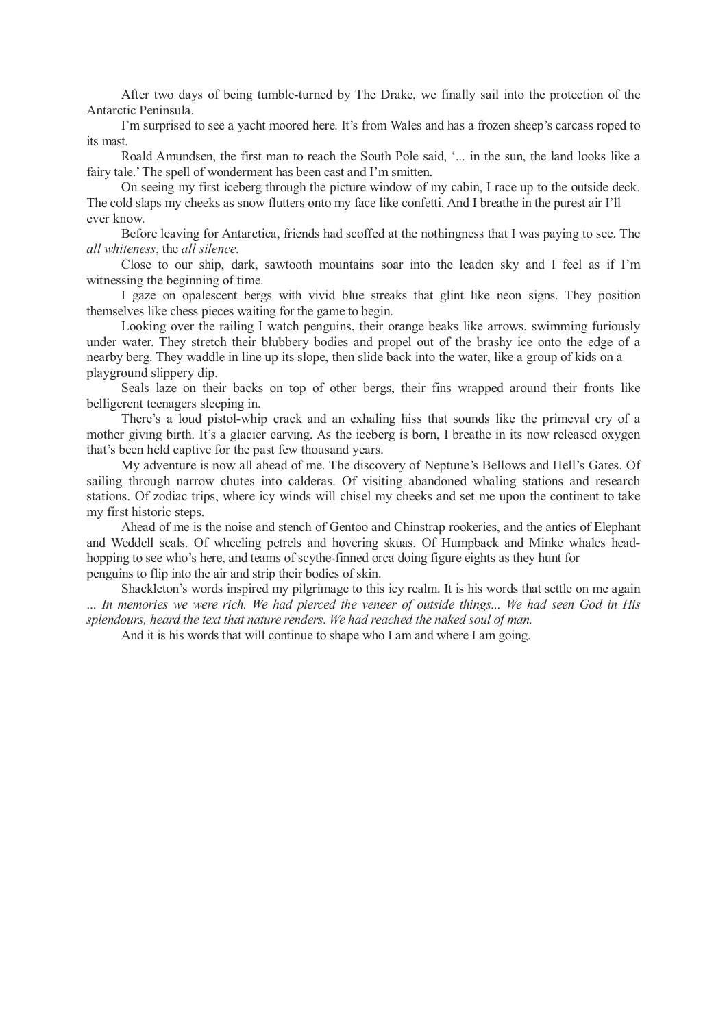After two days of being tumble-turned by The Drake, we finally sail into the protection of the Antarctic Peninsula.

I'm surprised to see a yacht moored here. It's from Wales and has a frozen sheep's carcass roped to its mast.

Roald Amundsen, the first man to reach the South Pole said, '... in the sun, the land looks like a fairy tale.' The spell of wonderment has been cast and I'm smitten.

On seeing my first iceberg through the picture window of my cabin, I race up to the outside deck. The cold slaps my cheeks as snow flutters onto my face like confetti. And I breathe in the purest air I'll ever know.

Before leaving for Antarctica, friends had scoffed at the nothingness that I was paying to see. The *all whiteness*, the *all silence*.

Close to our ship, dark, sawtooth mountains soar into the leaden sky and I feel as if I'm witnessing the beginning of time.

I gaze on opalescent bergs with vivid blue streaks that glint like neon signs. They position themselves like chess pieces waiting for the game to begin.

Looking over the railing I watch penguins, their orange beaks like arrows, swimming furiously under water. They stretch their blubbery bodies and propel out of the brashy ice onto the edge of a nearby berg. They waddle in line up its slope, then slide back into the water, like a group of kids on a playground slippery dip.

Seals laze on their backs on top of other bergs, their fins wrapped around their fronts like belligerent teenagers sleeping in.

There's a loud pistol-whip crack and an exhaling hiss that sounds like the primeval cry of a mother giving birth. It's a glacier carving. As the iceberg is born, I breathe in its now released oxygen that's been held captive for the past few thousand years.

My adventure is now all ahead of me. The discovery of Neptune's Bellows and Hell's Gates. Of sailing through narrow chutes into calderas. Of visiting abandoned whaling stations and research stations. Of zodiac trips, where icy winds will chisel my cheeks and set me upon the continent to take my first historic steps.

Ahead of me is the noise and stench of Gentoo and Chinstrap rookeries, and the antics of Elephant and Weddell seals. Of wheeling petrels and hovering skuas. Of Humpback and Minke whales head-hopping to see who's here, and teams of scythe-finned orca doing figure eights as they hunt for penguins to flip into the air and strip their bodies of skin.

Shackleton's words inspired my pilgrimage to this icy realm. It is his words that settle on me again *... In memories we were rich. We had pierced the veneer of outside things... We had seen God in His splendours, heard the text that nature renders. We had reached the naked soul of man.*

And it is his words that will continue to shape who I am and where I am going.